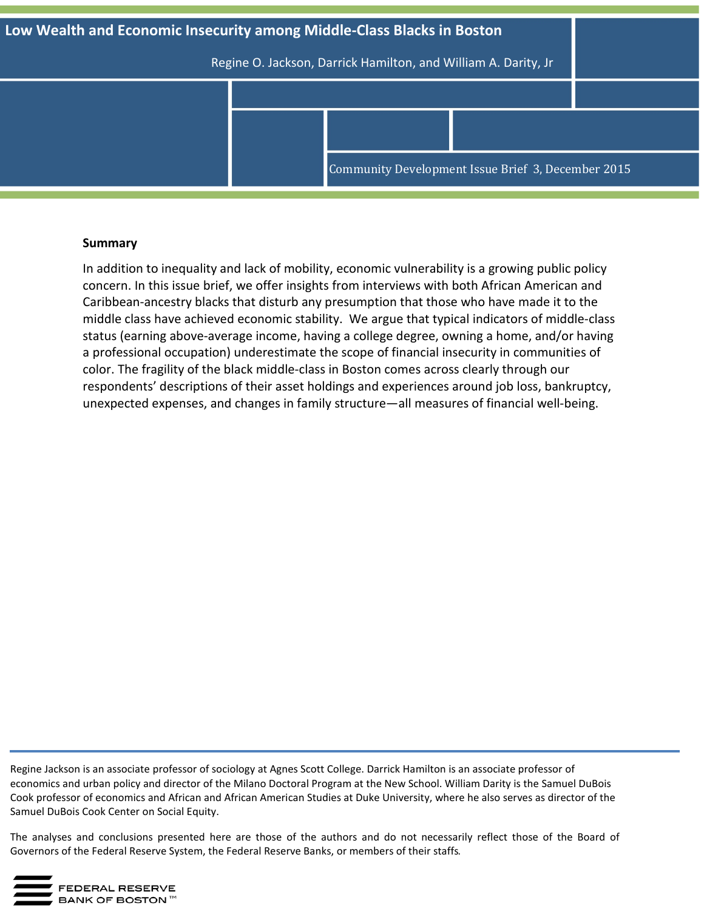# Low Wealth and Economic Insecurity among Middle-Class Blacks in Boston

Regine O. Jackson, Darrick Hamilton, and William A. Darity, Jr

Community Development Issue Brief 3, December 2015

## Summary

In addition to inequality and lack of mobility, economic vulnerability is a growing public policy concern. In this issue brief, we offer insights from interviews with both African American and Caribbean-ancestry blacks that disturb any presumption that those who have made it to the middle class have achieved economic stability. We argue that typical indicators of middle-class status (earning above-average income, having a college degree, owning a home, and/or having a professional occupation) underestimate the scope of financial insecurity in communities of color. The fragility of the black middle-class in Boston comes across clearly through our respondents' descriptions of their asset holdings and experiences around job loss, bankruptcy, unexpected expenses, and changes in family structure—all measures of financial well-being.

---

Regine Jackson is an associate professor of sociology at Agnes Scott College. Darrick Hamilton is an associate professor of economics and urban policy and director of the Milano Doctoral Program at the New School. William Darity is the Samuel DuBois Cook professor of economics and African and African American Studies at Duke University, where he also serves as director of the Samuel DuBois Cook Center on Social Equity.

The analyses and conclusions presented here are those of the authors and do not necessarily reflect those of the Board of Governors of the Federal Reserve System, the Federal Reserve Banks, or members of their staffs.

FEDERAL RESERVE BANK OF BOSTON™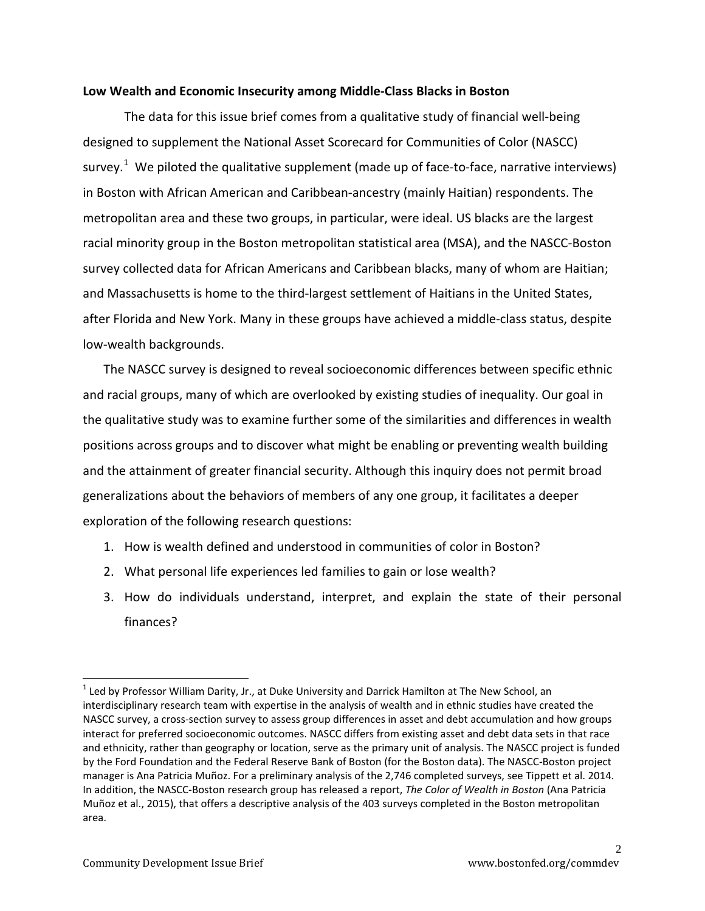**Low Wealth and Economic Insecurity among Middle-Class Blacks in Boston**

The data for this issue brief comes from a qualitative study of financial well-being designed to supplement the National Asset Scorecard for Communities of Color (NASCC) survey.[1] We piloted the qualitative supplement (made up of face-to-face, narrative interviews) in Boston with African American and Caribbean-ancestry (mainly Haitian) respondents. The metropolitan area and these two groups, in particular, were ideal. US blacks are the largest racial minority group in the Boston metropolitan statistical area (MSA), and the NASCC-Boston survey collected data for African Americans and Caribbean blacks, many of whom are Haitian; and Massachusetts is home to the third-largest settlement of Haitians in the United States, after Florida and New York. Many in these groups have achieved a middle-class status, despite low-wealth backgrounds.

The NASCC survey is designed to reveal socioeconomic differences between specific ethnic and racial groups, many of which are overlooked by existing studies of inequality. Our goal in the qualitative study was to examine further some of the similarities and differences in wealth positions across groups and to discover what might be enabling or preventing wealth building and the attainment of greater financial security. Although this inquiry does not permit broad generalizations about the behaviors of members of any one group, it facilitates a deeper exploration of the following research questions:

1. How is wealth defined and understood in communities of color in Boston?
2. What personal life experiences led families to gain or lose wealth?
3. How do individuals understand, interpret, and explain the state of their personal finances?

---

[1] Led by Professor William Darity, Jr., at Duke University and Darrick Hamilton at The New School, an interdisciplinary research team with expertise in the analysis of wealth and in ethnic studies have created the NASCC survey, a cross-section survey to assess group differences in asset and debt accumulation and how groups interact for preferred socioeconomic outcomes. NASCC differs from existing asset and debt data sets in that race and ethnicity, rather than geography or location, serve as the primary unit of analysis. The NASCC project is funded by the Ford Foundation and the Federal Reserve Bank of Boston (for the Boston data). The NASCC-Boston project manager is Ana Patricia Muñoz. For a preliminary analysis of the 2,746 completed surveys, see Tippett et al. 2014. In addition, the NASCC-Boston research group has released a report, *The Color of Wealth in Boston* (Ana Patricia Muñoz et al., 2015), that offers a descriptive analysis of the 403 surveys completed in the Boston metropolitan area.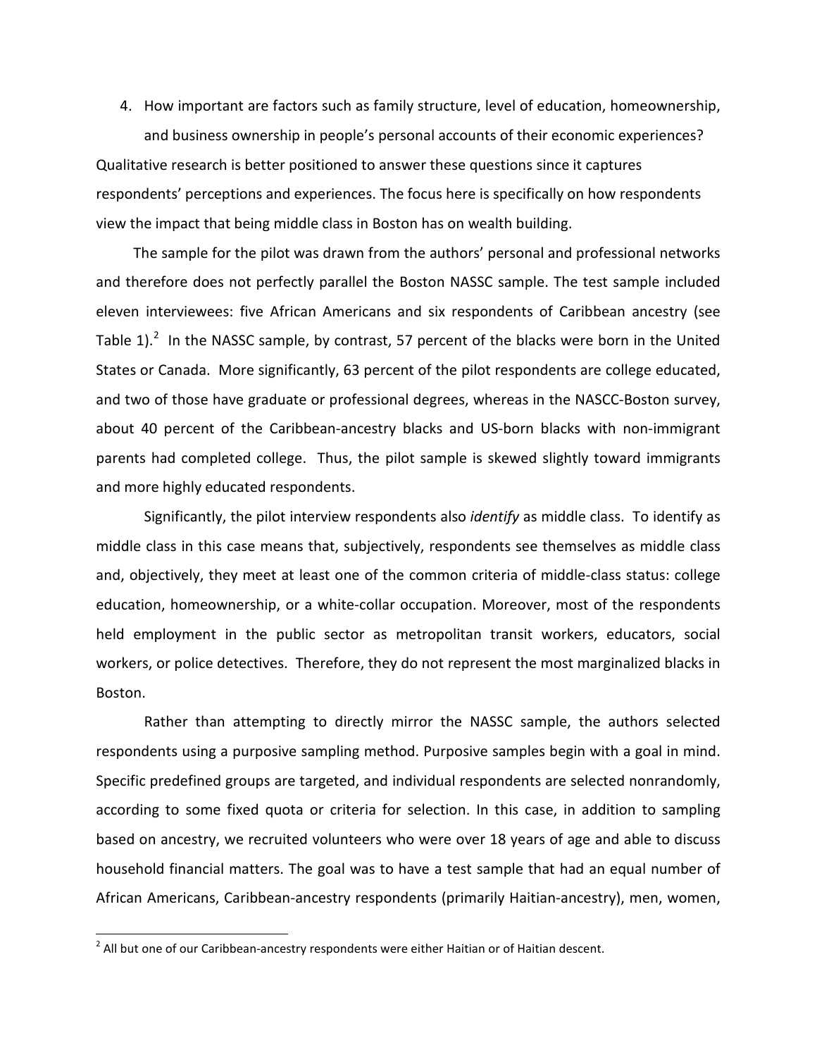4. How important are factors such as family structure, level of education, homeownership, and business ownership in people's personal accounts of their economic experiences?

Qualitative research is better positioned to answer these questions since it captures respondents' perceptions and experiences. The focus here is specifically on how respondents view the impact that being middle class in Boston has on wealth building.

The sample for the pilot was drawn from the authors' personal and professional networks and therefore does not perfectly parallel the Boston NASSC sample. The test sample included eleven interviewees: five African Americans and six respondents of Caribbean ancestry (see Table 1).[2] In the NASSC sample, by contrast, 57 percent of the blacks were born in the United States or Canada. More significantly, 63 percent of the pilot respondents are college educated, and two of those have graduate or professional degrees, whereas in the NASCC-Boston survey, about 40 percent of the Caribbean-ancestry blacks and US-born blacks with non-immigrant parents had completed college. Thus, the pilot sample is skewed slightly toward immigrants and more highly educated respondents.

Significantly, the pilot interview respondents also *identify* as middle class. To identify as middle class in this case means that, subjectively, respondents see themselves as middle class and, objectively, they meet at least one of the common criteria of middle-class status: college education, homeownership, or a white-collar occupation. Moreover, most of the respondents held employment in the public sector as metropolitan transit workers, educators, social workers, or police detectives. Therefore, they do not represent the most marginalized blacks in Boston.

Rather than attempting to directly mirror the NASSC sample, the authors selected respondents using a purposive sampling method. Purposive samples begin with a goal in mind. Specific predefined groups are targeted, and individual respondents are selected nonrandomly, according to some fixed quota or criteria for selection. In this case, in addition to sampling based on ancestry, we recruited volunteers who were over 18 years of age and able to discuss household financial matters. The goal was to have a test sample that had an equal number of African Americans, Caribbean-ancestry respondents (primarily Haitian-ancestry), men, women,

[2] All but one of our Caribbean-ancestry respondents were either Haitian or of Haitian descent.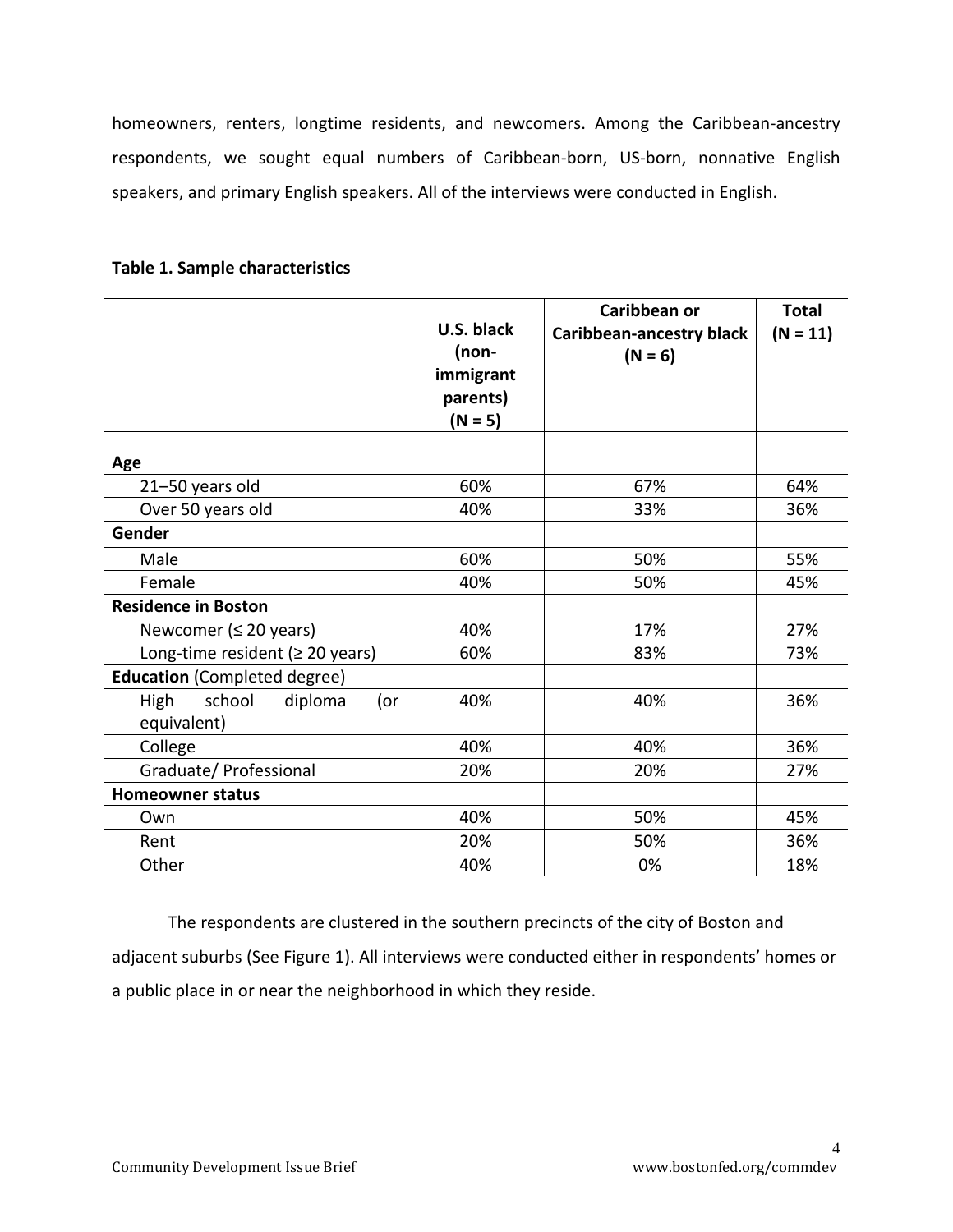homeowners, renters, longtime residents, and newcomers. Among the Caribbean-ancestry respondents, we sought equal numbers of Caribbean-born, US-born, nonnative English speakers, and primary English speakers. All of the interviews were conducted in English.

**Table 1. Sample characteristics**

| | U.S. black (non-immigrant parents) (N = 5) | Caribbean or Caribbean-ancestry black (N = 6) | Total (N = 11) |
|---|---|---|---|
| **Age** | | | |
| 21–50 years old | 60% | 67% | 64% |
| Over 50 years old | 40% | 33% | 36% |
| **Gender** | | | |
| Male | 60% | 50% | 55% |
| Female | 40% | 50% | 45% |
| **Residence in Boston** | | | |
| Newcomer (≤ 20 years) | 40% | 17% | 27% |
| Long-time resident (≥ 20 years) | 60% | 83% | 73% |
| **Education** (Completed degree) | | | |
| High school diploma (or equivalent) | 40% | 40% | 36% |
| College | 40% | 40% | 36% |
| Graduate/ Professional | 20% | 20% | 27% |
| **Homeowner status** | | | |
| Own | 40% | 50% | 45% |
| Rent | 20% | 50% | 36% |
| Other | 40% | 0% | 18% |

The respondents are clustered in the southern precincts of the city of Boston and adjacent suburbs (See Figure 1). All interviews were conducted either in respondents' homes or a public place in or near the neighborhood in which they reside.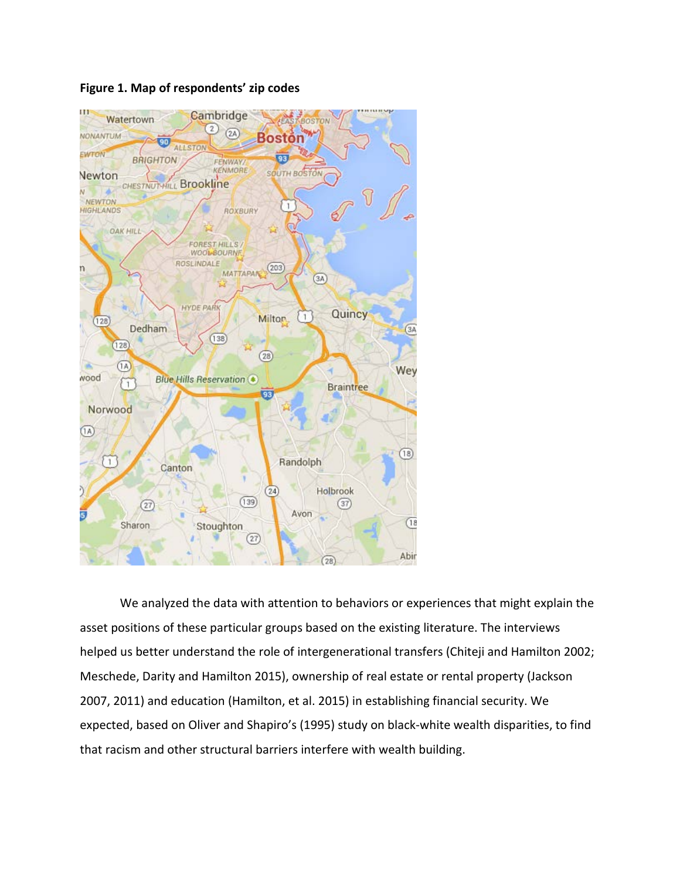**Figure 1. Map of respondents' zip codes**

We analyzed the data with attention to behaviors or experiences that might explain the asset positions of these particular groups based on the existing literature. The interviews helped us better understand the role of intergenerational transfers (Chiteji and Hamilton 2002; Meschede, Darity and Hamilton 2015), ownership of real estate or rental property (Jackson 2007, 2011) and education (Hamilton, et al. 2015) in establishing financial security. We expected, based on Oliver and Shapiro's (1995) study on black-white wealth disparities, to find that racism and other structural barriers interfere with wealth building.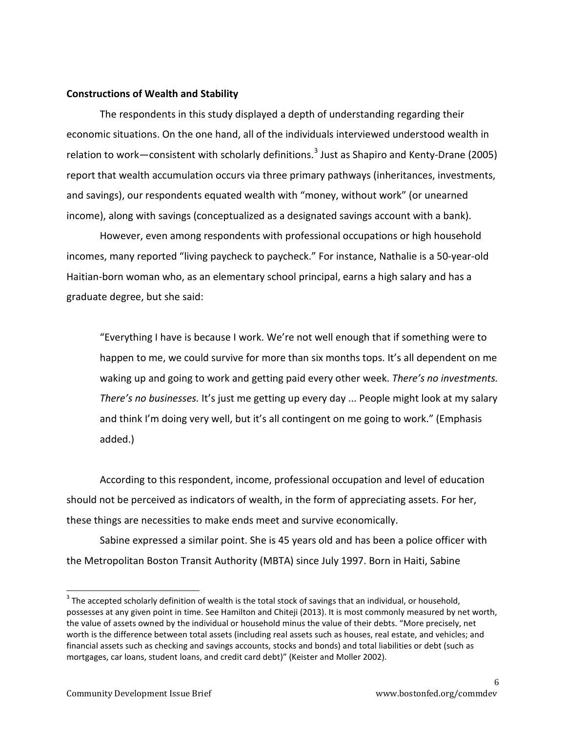**Constructions of Wealth and Stability**

The respondents in this study displayed a depth of understanding regarding their economic situations. On the one hand, all of the individuals interviewed understood wealth in relation to work—consistent with scholarly definitions.[3] Just as Shapiro and Kenty-Drane (2005) report that wealth accumulation occurs via three primary pathways (inheritances, investments, and savings), our respondents equated wealth with "money, without work" (or unearned income), along with savings (conceptualized as a designated savings account with a bank).

However, even among respondents with professional occupations or high household incomes, many reported "living paycheck to paycheck." For instance, Nathalie is a 50-year-old Haitian-born woman who, as an elementary school principal, earns a high salary and has a graduate degree, but she said:

> "Everything I have is because I work. We're not well enough that if something were to happen to me, we could survive for more than six months tops. It's all dependent on me waking up and going to work and getting paid every other week. *There's no investments. There's no businesses.* It's just me getting up every day ... People might look at my salary and think I'm doing very well, but it's all contingent on me going to work." (Emphasis added.)

According to this respondent, income, professional occupation and level of education should not be perceived as indicators of wealth, in the form of appreciating assets. For her, these things are necessities to make ends meet and survive economically.

Sabine expressed a similar point. She is 45 years old and has been a police officer with the Metropolitan Boston Transit Authority (MBTA) since July 1997. Born in Haiti, Sabine

---

[3] The accepted scholarly definition of wealth is the total stock of savings that an individual, or household, possesses at any given point in time. See Hamilton and Chiteji (2013). It is most commonly measured by net worth, the value of assets owned by the individual or household minus the value of their debts. "More precisely, net worth is the difference between total assets (including real assets such as houses, real estate, and vehicles; and financial assets such as checking and savings accounts, stocks and bonds) and total liabilities or debt (such as mortgages, car loans, student loans, and credit card debt)" (Keister and Moller 2002).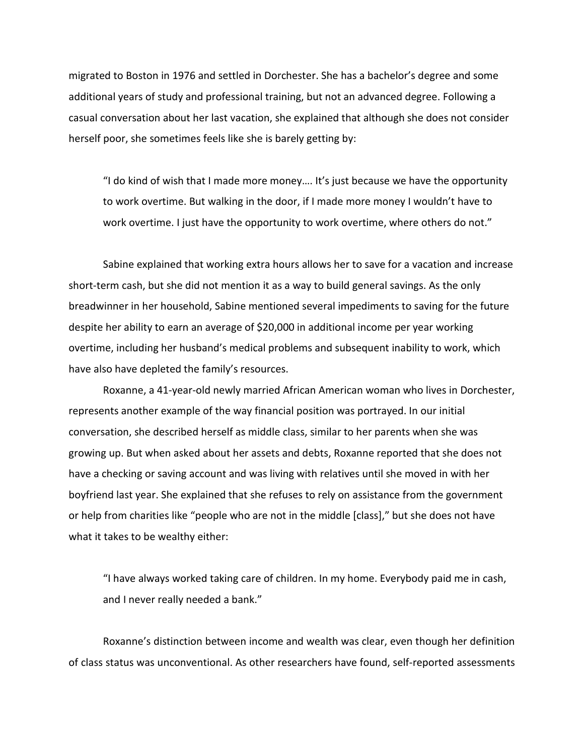migrated to Boston in 1976 and settled in Dorchester. She has a bachelor's degree and some additional years of study and professional training, but not an advanced degree. Following a casual conversation about her last vacation, she explained that although she does not consider herself poor, she sometimes feels like she is barely getting by:

> "I do kind of wish that I made more money…. It's just because we have the opportunity to work overtime. But walking in the door, if I made more money I wouldn't have to work overtime. I just have the opportunity to work overtime, where others do not."

Sabine explained that working extra hours allows her to save for a vacation and increase short-term cash, but she did not mention it as a way to build general savings. As the only breadwinner in her household, Sabine mentioned several impediments to saving for the future despite her ability to earn an average of $20,000 in additional income per year working overtime, including her husband's medical problems and subsequent inability to work, which have also have depleted the family's resources.

Roxanne, a 41-year-old newly married African American woman who lives in Dorchester, represents another example of the way financial position was portrayed. In our initial conversation, she described herself as middle class, similar to her parents when she was growing up. But when asked about her assets and debts, Roxanne reported that she does not have a checking or saving account and was living with relatives until she moved in with her boyfriend last year. She explained that she refuses to rely on assistance from the government or help from charities like "people who are not in the middle [class]," but she does not have what it takes to be wealthy either:

> "I have always worked taking care of children. In my home. Everybody paid me in cash, and I never really needed a bank."

Roxanne's distinction between income and wealth was clear, even though her definition of class status was unconventional. As other researchers have found, self-reported assessments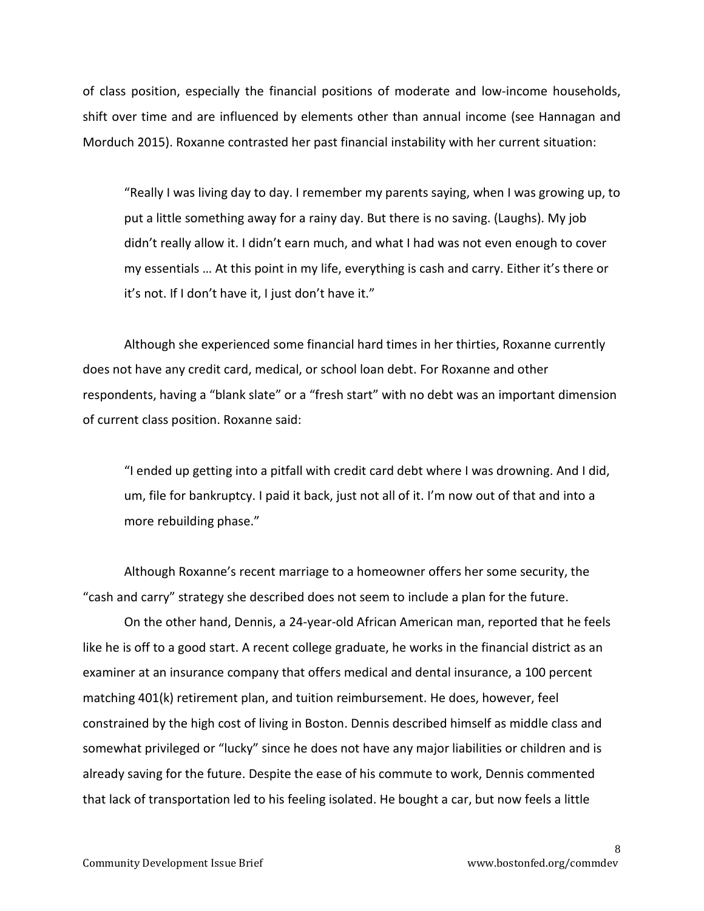of class position, especially the financial positions of moderate and low-income households, shift over time and are influenced by elements other than annual income (see Hannagan and Morduch 2015). Roxanne contrasted her past financial instability with her current situation:

> "Really I was living day to day. I remember my parents saying, when I was growing up, to put a little something away for a rainy day. But there is no saving. (Laughs). My job didn't really allow it. I didn't earn much, and what I had was not even enough to cover my essentials … At this point in my life, everything is cash and carry. Either it's there or it's not. If I don't have it, I just don't have it."

Although she experienced some financial hard times in her thirties, Roxanne currently does not have any credit card, medical, or school loan debt. For Roxanne and other respondents, having a "blank slate" or a "fresh start" with no debt was an important dimension of current class position. Roxanne said:

> "I ended up getting into a pitfall with credit card debt where I was drowning. And I did, um, file for bankruptcy. I paid it back, just not all of it. I'm now out of that and into a more rebuilding phase."

Although Roxanne's recent marriage to a homeowner offers her some security, the "cash and carry" strategy she described does not seem to include a plan for the future.

On the other hand, Dennis, a 24-year-old African American man, reported that he feels like he is off to a good start. A recent college graduate, he works in the financial district as an examiner at an insurance company that offers medical and dental insurance, a 100 percent matching 401(k) retirement plan, and tuition reimbursement. He does, however, feel constrained by the high cost of living in Boston. Dennis described himself as middle class and somewhat privileged or "lucky" since he does not have any major liabilities or children and is already saving for the future. Despite the ease of his commute to work, Dennis commented that lack of transportation led to his feeling isolated. He bought a car, but now feels a little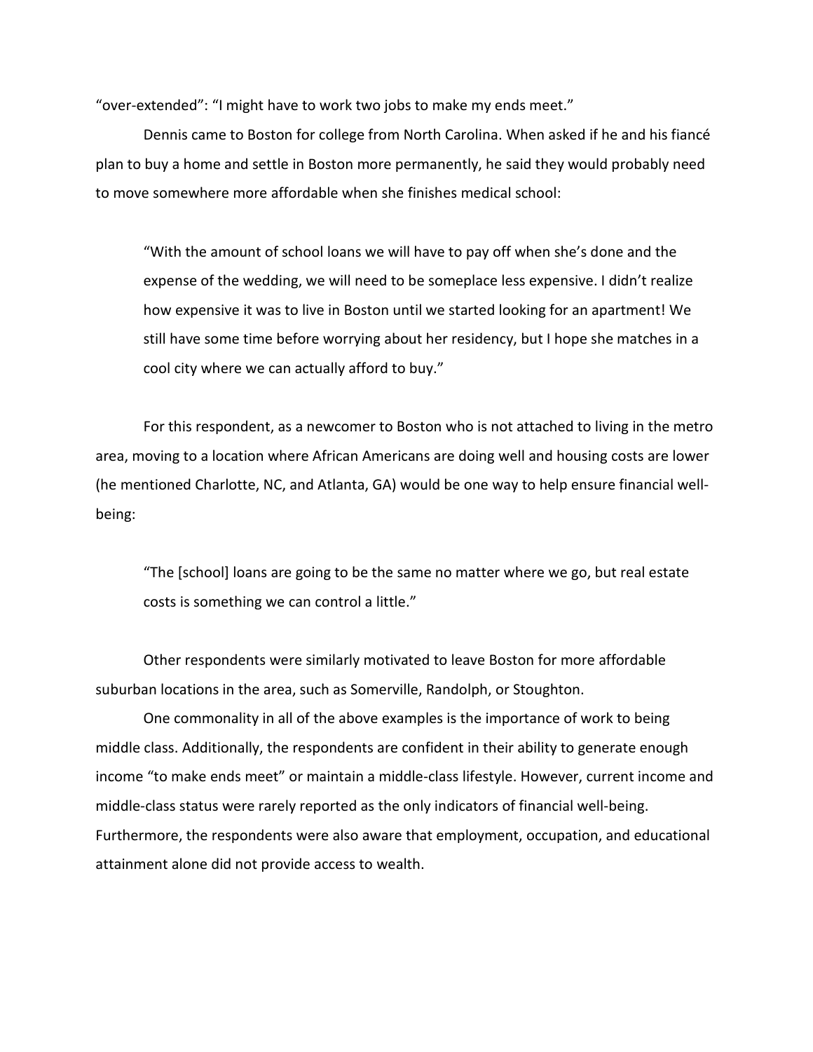"over-extended": "I might have to work two jobs to make my ends meet."

Dennis came to Boston for college from North Carolina. When asked if he and his fiancé plan to buy a home and settle in Boston more permanently, he said they would probably need to move somewhere more affordable when she finishes medical school:

> "With the amount of school loans we will have to pay off when she's done and the expense of the wedding, we will need to be someplace less expensive. I didn't realize how expensive it was to live in Boston until we started looking for an apartment! We still have some time before worrying about her residency, but I hope she matches in a cool city where we can actually afford to buy."

For this respondent, as a newcomer to Boston who is not attached to living in the metro area, moving to a location where African Americans are doing well and housing costs are lower (he mentioned Charlotte, NC, and Atlanta, GA) would be one way to help ensure financial well-being:

> "The [school] loans are going to be the same no matter where we go, but real estate costs is something we can control a little."

Other respondents were similarly motivated to leave Boston for more affordable suburban locations in the area, such as Somerville, Randolph, or Stoughton.

One commonality in all of the above examples is the importance of work to being middle class. Additionally, the respondents are confident in their ability to generate enough income "to make ends meet" or maintain a middle-class lifestyle. However, current income and middle-class status were rarely reported as the only indicators of financial well-being. Furthermore, the respondents were also aware that employment, occupation, and educational attainment alone did not provide access to wealth.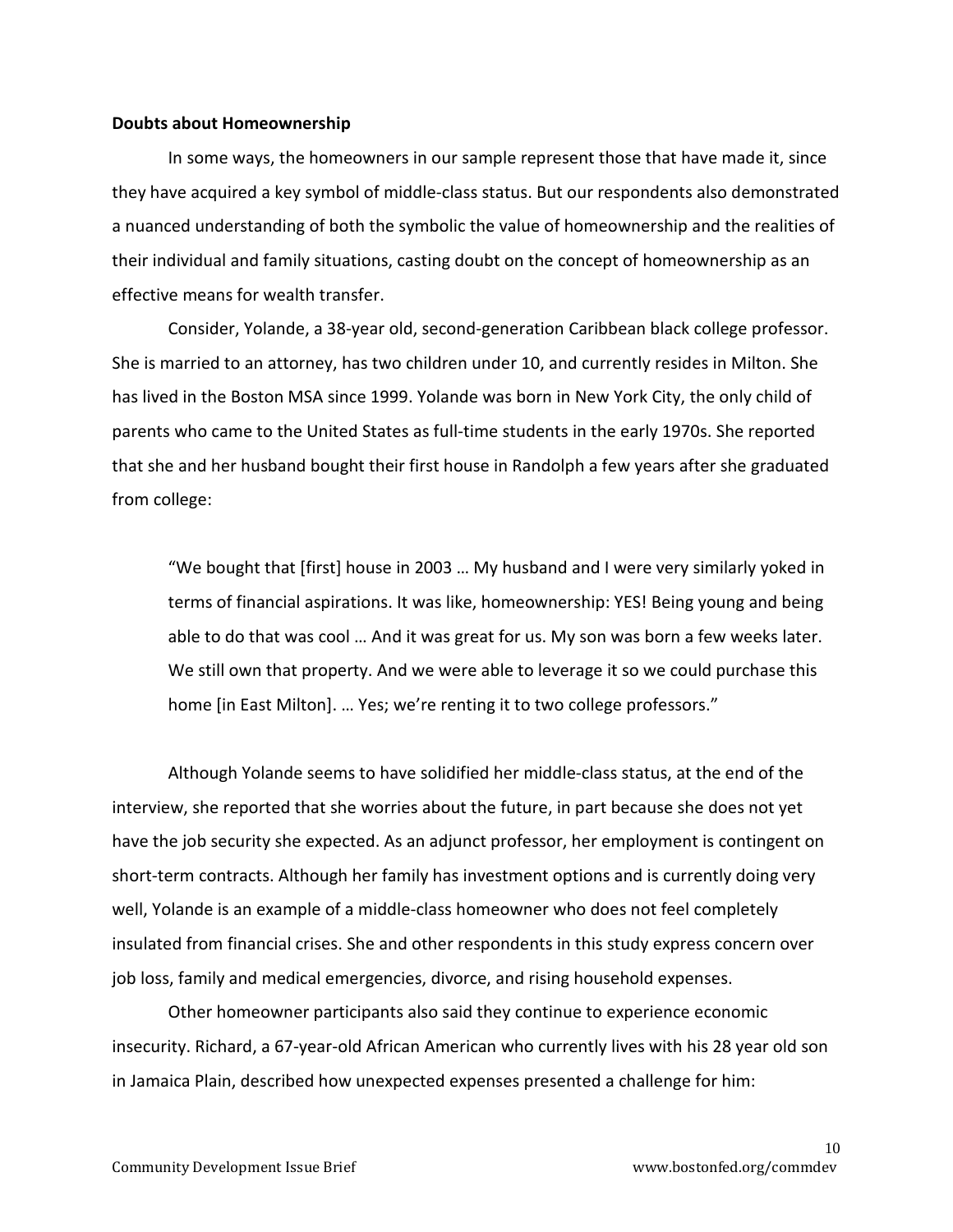**Doubts about Homeownership**

In some ways, the homeowners in our sample represent those that have made it, since they have acquired a key symbol of middle-class status. But our respondents also demonstrated a nuanced understanding of both the symbolic the value of homeownership and the realities of their individual and family situations, casting doubt on the concept of homeownership as an effective means for wealth transfer.

Consider, Yolande, a 38-year old, second-generation Caribbean black college professor. She is married to an attorney, has two children under 10, and currently resides in Milton. She has lived in the Boston MSA since 1999. Yolande was born in New York City, the only child of parents who came to the United States as full-time students in the early 1970s. She reported that she and her husband bought their first house in Randolph a few years after she graduated from college:

> "We bought that [first] house in 2003 … My husband and I were very similarly yoked in terms of financial aspirations. It was like, homeownership: YES! Being young and being able to do that was cool … And it was great for us. My son was born a few weeks later. We still own that property. And we were able to leverage it so we could purchase this home [in East Milton]. … Yes; we're renting it to two college professors."

Although Yolande seems to have solidified her middle-class status, at the end of the interview, she reported that she worries about the future, in part because she does not yet have the job security she expected. As an adjunct professor, her employment is contingent on short-term contracts. Although her family has investment options and is currently doing very well, Yolande is an example of a middle-class homeowner who does not feel completely insulated from financial crises. She and other respondents in this study express concern over job loss, family and medical emergencies, divorce, and rising household expenses.

Other homeowner participants also said they continue to experience economic insecurity. Richard, a 67-year-old African American who currently lives with his 28 year old son in Jamaica Plain, described how unexpected expenses presented a challenge for him: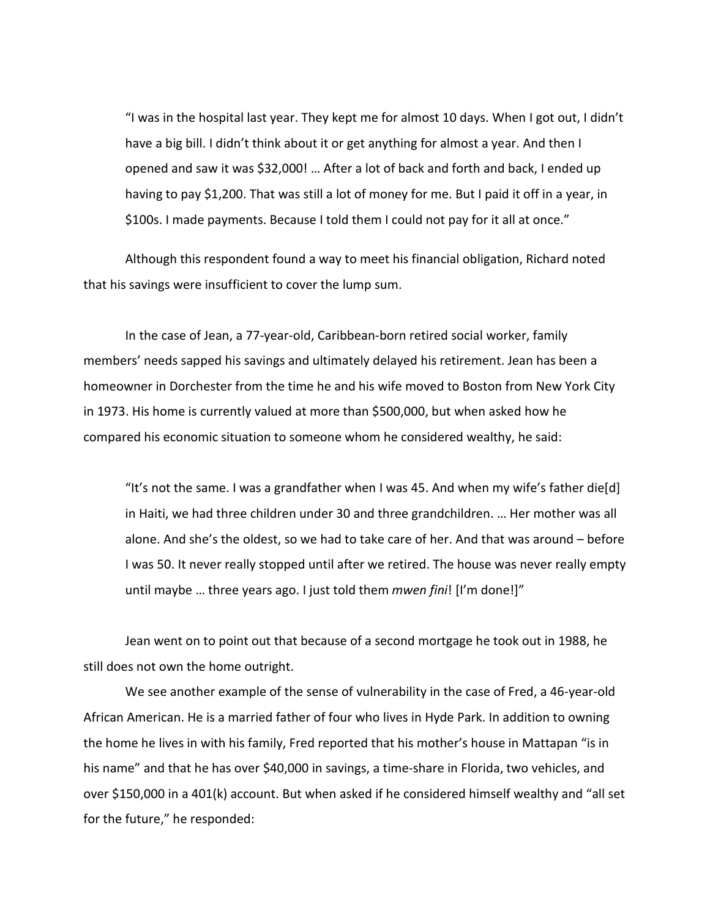> "I was in the hospital last year. They kept me for almost 10 days. When I got out, I didn't have a big bill. I didn't think about it or get anything for almost a year. And then I opened and saw it was $32,000! … After a lot of back and forth and back, I ended up having to pay $1,200. That was still a lot of money for me. But I paid it off in a year, in $100s. I made payments. Because I told them I could not pay for it all at once."

Although this respondent found a way to meet his financial obligation, Richard noted that his savings were insufficient to cover the lump sum.

In the case of Jean, a 77-year-old, Caribbean-born retired social worker, family members' needs sapped his savings and ultimately delayed his retirement. Jean has been a homeowner in Dorchester from the time he and his wife moved to Boston from New York City in 1973. His home is currently valued at more than $500,000, but when asked how he compared his economic situation to someone whom he considered wealthy, he said:

> "It's not the same. I was a grandfather when I was 45. And when my wife's father die[d] in Haiti, we had three children under 30 and three grandchildren. … Her mother was all alone. And she's the oldest, so we had to take care of her. And that was around – before I was 50. It never really stopped until after we retired. The house was never really empty until maybe … three years ago. I just told them *mwen fini*! [I'm done!]"

Jean went on to point out that because of a second mortgage he took out in 1988, he still does not own the home outright.

We see another example of the sense of vulnerability in the case of Fred, a 46-year-old African American. He is a married father of four who lives in Hyde Park. In addition to owning the home he lives in with his family, Fred reported that his mother's house in Mattapan "is in his name" and that he has over $40,000 in savings, a time-share in Florida, two vehicles, and over $150,000 in a 401(k) account. But when asked if he considered himself wealthy and "all set for the future," he responded: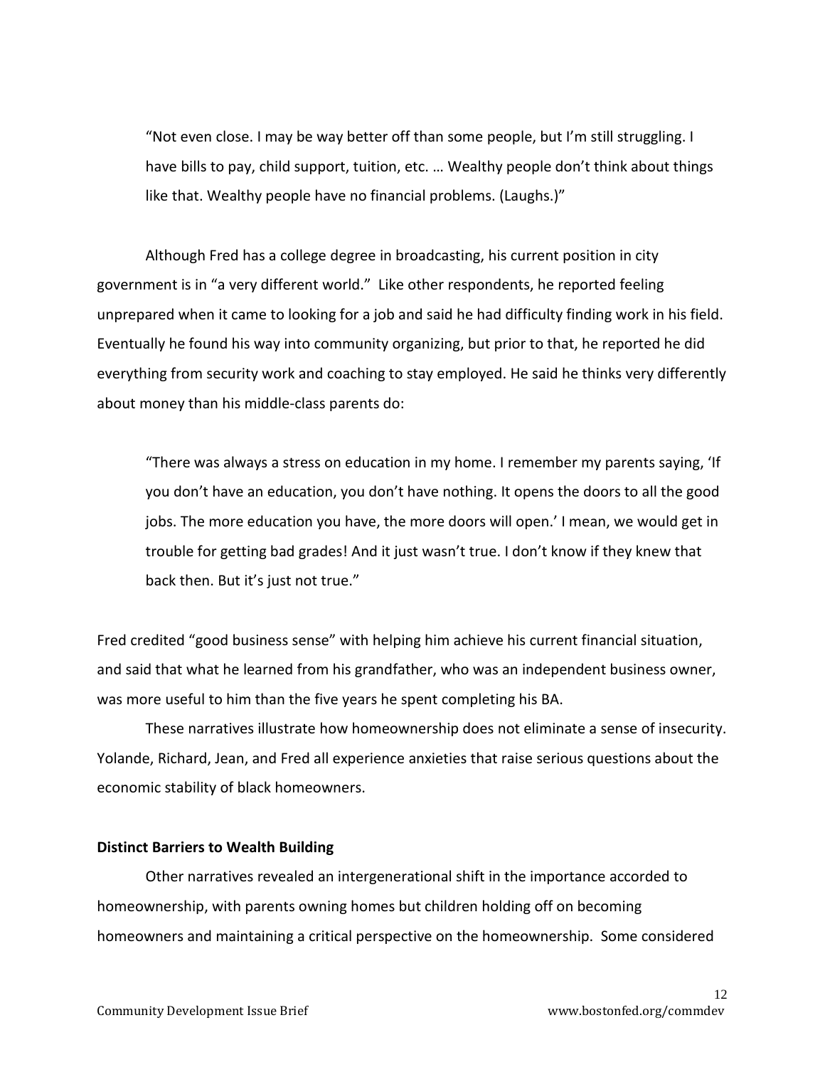> "Not even close. I may be way better off than some people, but I'm still struggling. I have bills to pay, child support, tuition, etc. … Wealthy people don't think about things like that. Wealthy people have no financial problems. (Laughs.)"

Although Fred has a college degree in broadcasting, his current position in city government is in "a very different world." Like other respondents, he reported feeling unprepared when it came to looking for a job and said he had difficulty finding work in his field. Eventually he found his way into community organizing, but prior to that, he reported he did everything from security work and coaching to stay employed. He said he thinks very differently about money than his middle-class parents do:

> "There was always a stress on education in my home. I remember my parents saying, 'If you don't have an education, you don't have nothing. It opens the doors to all the good jobs. The more education you have, the more doors will open.' I mean, we would get in trouble for getting bad grades! And it just wasn't true. I don't know if they knew that back then. But it's just not true."

Fred credited "good business sense" with helping him achieve his current financial situation, and said that what he learned from his grandfather, who was an independent business owner, was more useful to him than the five years he spent completing his BA.

These narratives illustrate how homeownership does not eliminate a sense of insecurity. Yolande, Richard, Jean, and Fred all experience anxieties that raise serious questions about the economic stability of black homeowners.

**Distinct Barriers to Wealth Building**

Other narratives revealed an intergenerational shift in the importance accorded to homeownership, with parents owning homes but children holding off on becoming homeowners and maintaining a critical perspective on the homeownership. Some considered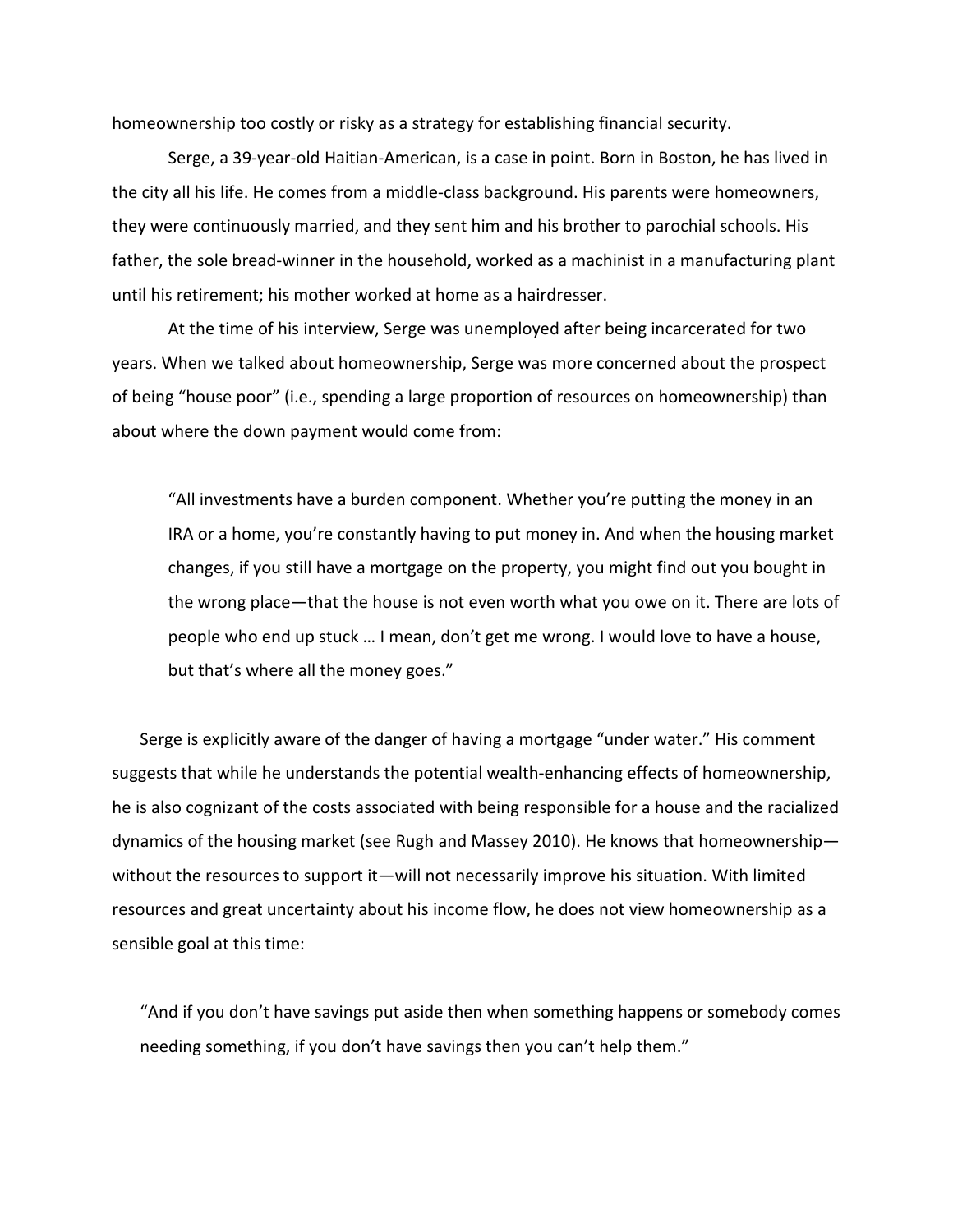homeownership too costly or risky as a strategy for establishing financial security.

Serge, a 39-year-old Haitian-American, is a case in point. Born in Boston, he has lived in the city all his life. He comes from a middle-class background. His parents were homeowners, they were continuously married, and they sent him and his brother to parochial schools. His father, the sole bread-winner in the household, worked as a machinist in a manufacturing plant until his retirement; his mother worked at home as a hairdresser.

At the time of his interview, Serge was unemployed after being incarcerated for two years. When we talked about homeownership, Serge was more concerned about the prospect of being "house poor" (i.e., spending a large proportion of resources on homeownership) than about where the down payment would come from:

> "All investments have a burden component. Whether you're putting the money in an IRA or a home, you're constantly having to put money in. And when the housing market changes, if you still have a mortgage on the property, you might find out you bought in the wrong place—that the house is not even worth what you owe on it. There are lots of people who end up stuck … I mean, don't get me wrong. I would love to have a house, but that's where all the money goes."

Serge is explicitly aware of the danger of having a mortgage "under water." His comment suggests that while he understands the potential wealth-enhancing effects of homeownership, he is also cognizant of the costs associated with being responsible for a house and the racialized dynamics of the housing market (see Rugh and Massey 2010). He knows that homeownership—without the resources to support it—will not necessarily improve his situation. With limited resources and great uncertainty about his income flow, he does not view homeownership as a sensible goal at this time:

> "And if you don't have savings put aside then when something happens or somebody comes needing something, if you don't have savings then you can't help them."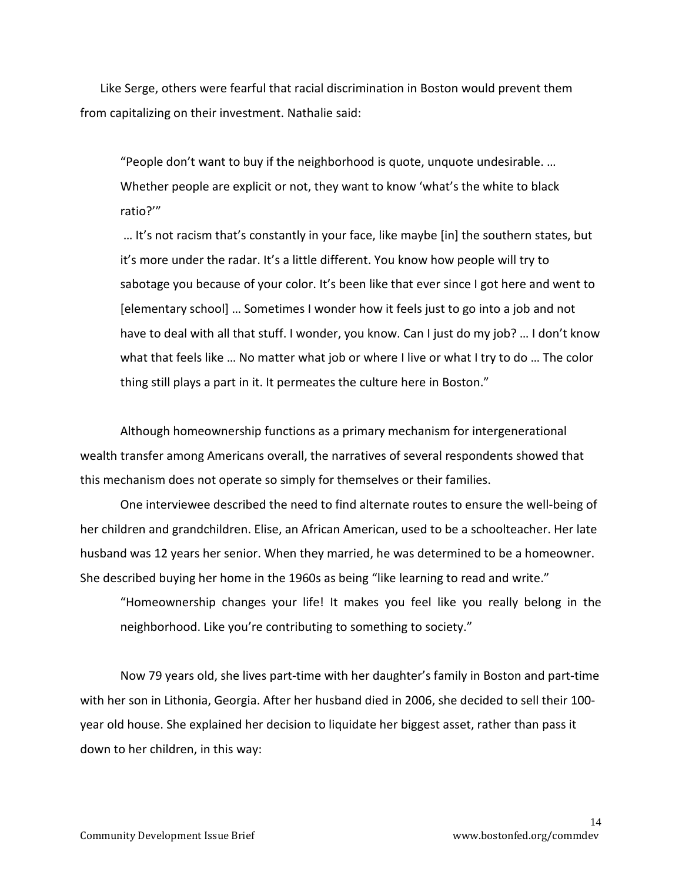Like Serge, others were fearful that racial discrimination in Boston would prevent them from capitalizing on their investment. Nathalie said:

> "People don't want to buy if the neighborhood is quote, unquote undesirable. … Whether people are explicit or not, they want to know 'what's the white to black ratio?'"
>
> … It's not racism that's constantly in your face, like maybe [in] the southern states, but it's more under the radar. It's a little different. You know how people will try to sabotage you because of your color. It's been like that ever since I got here and went to [elementary school] … Sometimes I wonder how it feels just to go into a job and not have to deal with all that stuff. I wonder, you know. Can I just do my job? … I don't know what that feels like … No matter what job or where I live or what I try to do … The color thing still plays a part in it. It permeates the culture here in Boston."

Although homeownership functions as a primary mechanism for intergenerational wealth transfer among Americans overall, the narratives of several respondents showed that this mechanism does not operate so simply for themselves or their families.

One interviewee described the need to find alternate routes to ensure the well-being of her children and grandchildren. Elise, an African American, used to be a schoolteacher. Her late husband was 12 years her senior. When they married, he was determined to be a homeowner. She described buying her home in the 1960s as being "like learning to read and write."

> "Homeownership changes your life! It makes you feel like you really belong in the neighborhood. Like you're contributing to something to society."

Now 79 years old, she lives part-time with her daughter's family in Boston and part-time with her son in Lithonia, Georgia. After her husband died in 2006, she decided to sell their 100-year old house. She explained her decision to liquidate her biggest asset, rather than pass it down to her children, in this way: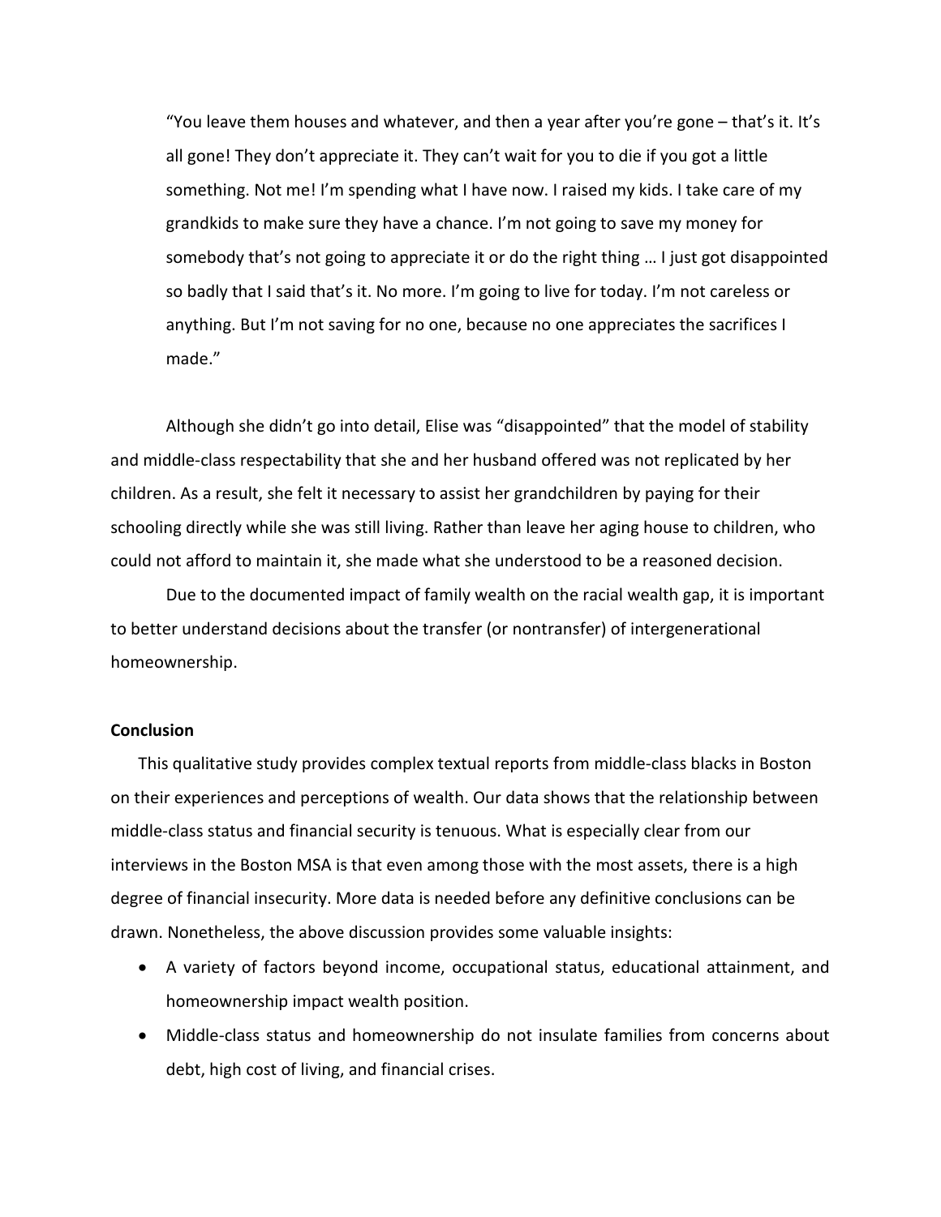> "You leave them houses and whatever, and then a year after you're gone – that's it. It's all gone! They don't appreciate it. They can't wait for you to die if you got a little something. Not me! I'm spending what I have now. I raised my kids. I take care of my grandkids to make sure they have a chance. I'm not going to save my money for somebody that's not going to appreciate it or do the right thing … I just got disappointed so badly that I said that's it. No more. I'm going to live for today. I'm not careless or anything. But I'm not saving for no one, because no one appreciates the sacrifices I made."

Although she didn't go into detail, Elise was "disappointed" that the model of stability and middle-class respectability that she and her husband offered was not replicated by her children. As a result, she felt it necessary to assist her grandchildren by paying for their schooling directly while she was still living. Rather than leave her aging house to children, who could not afford to maintain it, she made what she understood to be a reasoned decision.

Due to the documented impact of family wealth on the racial wealth gap, it is important to better understand decisions about the transfer (or nontransfer) of intergenerational homeownership.

**Conclusion**

This qualitative study provides complex textual reports from middle-class blacks in Boston on their experiences and perceptions of wealth. Our data shows that the relationship between middle-class status and financial security is tenuous. What is especially clear from our interviews in the Boston MSA is that even among those with the most assets, there is a high degree of financial insecurity. More data is needed before any definitive conclusions can be drawn. Nonetheless, the above discussion provides some valuable insights:

- A variety of factors beyond income, occupational status, educational attainment, and homeownership impact wealth position.
- Middle-class status and homeownership do not insulate families from concerns about debt, high cost of living, and financial crises.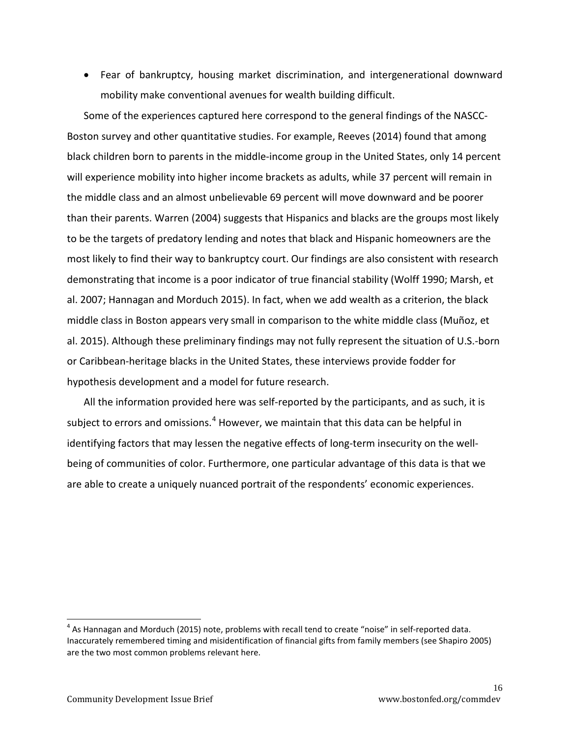- Fear of bankruptcy, housing market discrimination, and intergenerational downward mobility make conventional avenues for wealth building difficult.

Some of the experiences captured here correspond to the general findings of the NASCC-Boston survey and other quantitative studies. For example, Reeves (2014) found that among black children born to parents in the middle-income group in the United States, only 14 percent will experience mobility into higher income brackets as adults, while 37 percent will remain in the middle class and an almost unbelievable 69 percent will move downward and be poorer than their parents. Warren (2004) suggests that Hispanics and blacks are the groups most likely to be the targets of predatory lending and notes that black and Hispanic homeowners are the most likely to find their way to bankruptcy court. Our findings are also consistent with research demonstrating that income is a poor indicator of true financial stability (Wolff 1990; Marsh, et al. 2007; Hannagan and Morduch 2015). In fact, when we add wealth as a criterion, the black middle class in Boston appears very small in comparison to the white middle class (Muñoz, et al. 2015). Although these preliminary findings may not fully represent the situation of U.S.-born or Caribbean-heritage blacks in the United States, these interviews provide fodder for hypothesis development and a model for future research.

All the information provided here was self-reported by the participants, and as such, it is subject to errors and omissions.[4] However, we maintain that this data can be helpful in identifying factors that may lessen the negative effects of long-term insecurity on the well-being of communities of color. Furthermore, one particular advantage of this data is that we are able to create a uniquely nuanced portrait of the respondents' economic experiences.

[4] As Hannagan and Morduch (2015) note, problems with recall tend to create "noise" in self-reported data. Inaccurately remembered timing and misidentification of financial gifts from family members (see Shapiro 2005) are the two most common problems relevant here.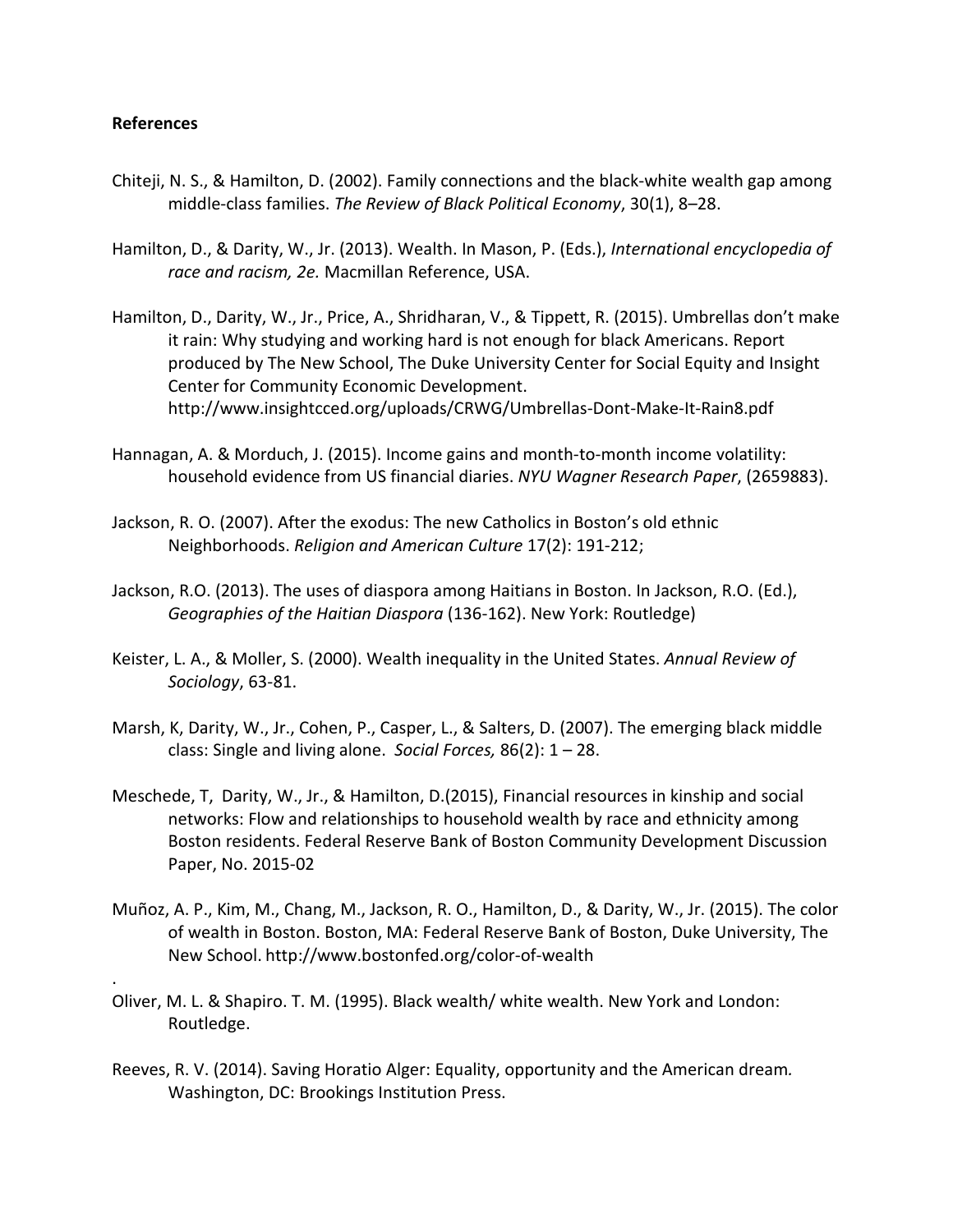**References**

Chiteji, N. S., & Hamilton, D. (2002). Family connections and the black-white wealth gap among middle-class families. *The Review of Black Political Economy*, 30(1), 8–28.

Hamilton, D., & Darity, W., Jr. (2013). Wealth. In Mason, P. (Eds.), *International encyclopedia of race and racism, 2e.* Macmillan Reference, USA.

Hamilton, D., Darity, W., Jr., Price, A., Shridharan, V., & Tippett, R. (2015). Umbrellas don't make it rain: Why studying and working hard is not enough for black Americans. Report produced by The New School, The Duke University Center for Social Equity and Insight Center for Community Economic Development. http://www.insightcced.org/uploads/CRWG/Umbrellas-Dont-Make-It-Rain8.pdf

Hannagan, A. & Morduch, J. (2015). Income gains and month-to-month income volatility: household evidence from US financial diaries. *NYU Wagner Research Paper*, (2659883).

Jackson, R. O. (2007). After the exodus: The new Catholics in Boston's old ethnic Neighborhoods. *Religion and American Culture* 17(2): 191-212;

Jackson, R.O. (2013). The uses of diaspora among Haitians in Boston. In Jackson, R.O. (Ed.), *Geographies of the Haitian Diaspora* (136-162). New York: Routledge)

Keister, L. A., & Moller, S. (2000). Wealth inequality in the United States. *Annual Review of Sociology*, 63-81.

Marsh, K, Darity, W., Jr., Cohen, P., Casper, L., & Salters, D. (2007). The emerging black middle class: Single and living alone. *Social Forces,* 86(2): 1 – 28.

Meschede, T, Darity, W., Jr., & Hamilton, D.(2015), Financial resources in kinship and social networks: Flow and relationships to household wealth by race and ethnicity among Boston residents. Federal Reserve Bank of Boston Community Development Discussion Paper, No. 2015-02

Muñoz, A. P., Kim, M., Chang, M., Jackson, R. O., Hamilton, D., & Darity, W., Jr. (2015). The color of wealth in Boston. Boston, MA: Federal Reserve Bank of Boston, Duke University, The New School. http://www.bostonfed.org/color-of-wealth

Oliver, M. L. & Shapiro. T. M. (1995). Black wealth/ white wealth. New York and London: Routledge.

Reeves, R. V. (2014). Saving Horatio Alger: Equality, opportunity and the American dream*.* Washington, DC: Brookings Institution Press.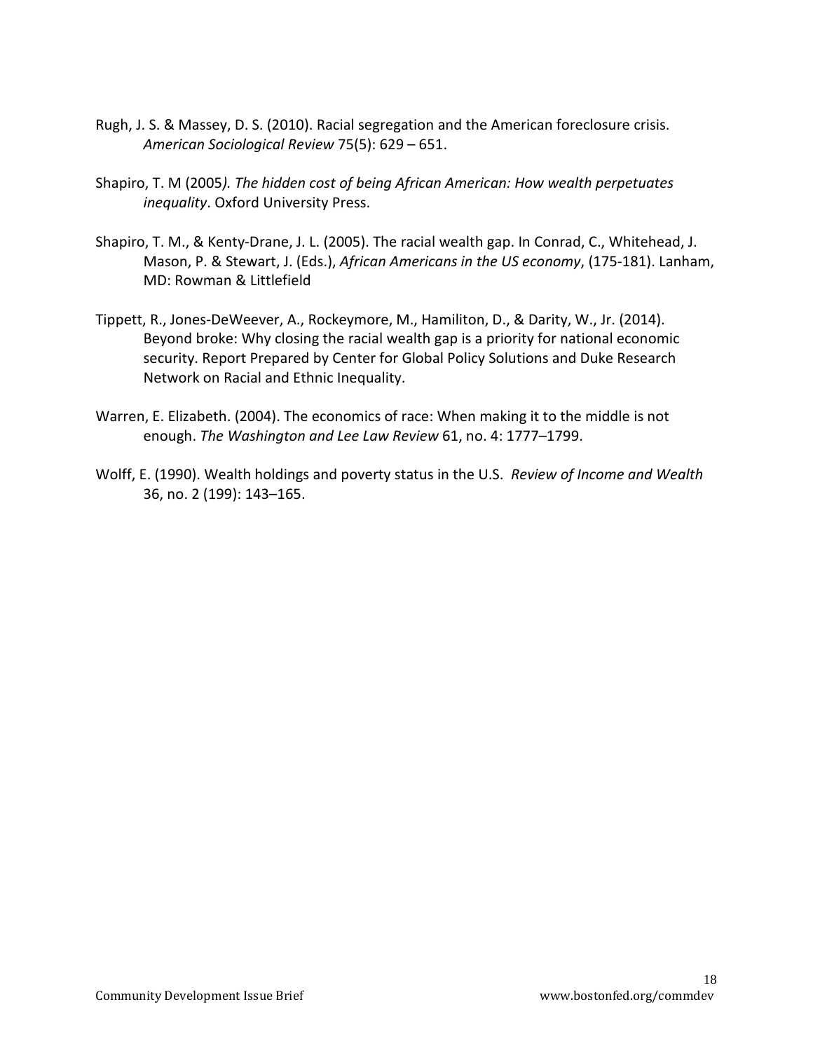Rugh, J. S. & Massey, D. S. (2010). Racial segregation and the American foreclosure crisis. *American Sociological Review* 75(5): 629 – 651.

Shapiro, T. M (2005*). The hidden cost of being African American: How wealth perpetuates inequality*. Oxford University Press.

Shapiro, T. M., & Kenty-Drane, J. L. (2005). The racial wealth gap. In Conrad, C., Whitehead, J. Mason, P. & Stewart, J. (Eds.), *African Americans in the US economy*, (175-181). Lanham, MD: Rowman & Littlefield

Tippett, R., Jones-DeWeever, A., Rockeymore, M., Hamiliton, D., & Darity, W., Jr. (2014). Beyond broke: Why closing the racial wealth gap is a priority for national economic security. Report Prepared by Center for Global Policy Solutions and Duke Research Network on Racial and Ethnic Inequality.

Warren, E. Elizabeth. (2004). The economics of race: When making it to the middle is not enough. *The Washington and Lee Law Review* 61, no. 4: 1777–1799.

Wolff, E. (1990). Wealth holdings and poverty status in the U.S. *Review of Income and Wealth* 36, no. 2 (199): 143–165.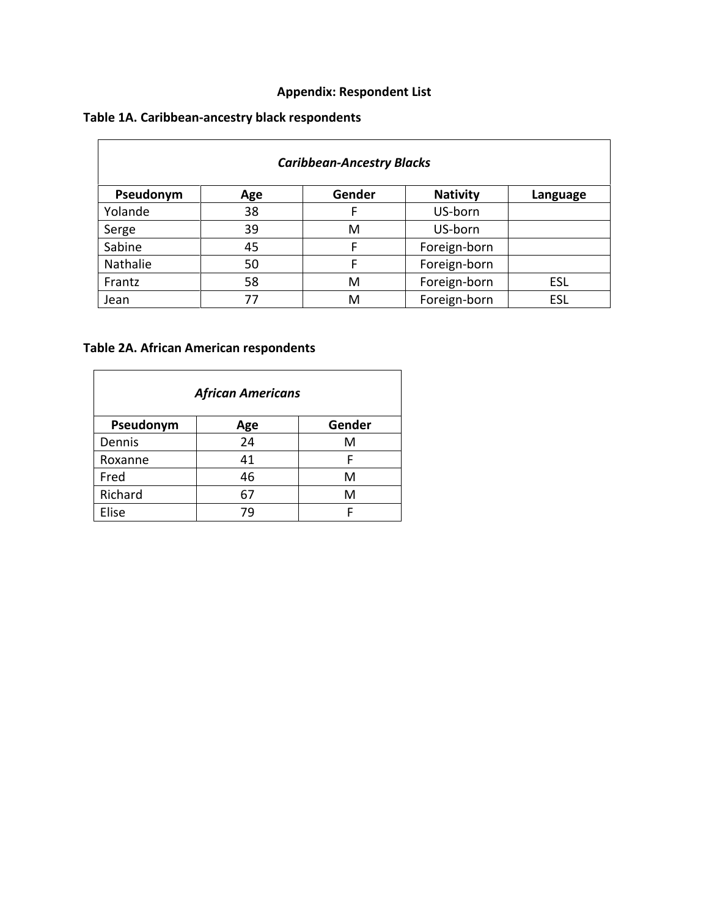## Appendix: Respondent List

### Table 1A. Caribbean-ancestry black respondents

| *Caribbean-Ancestry Blacks* | | | | |
|---|---|---|---|---|
| **Pseudonym** | **Age** | **Gender** | **Nativity** | **Language** |
| Yolande | 38 | F | US-born | |
| Serge | 39 | M | US-born | |
| Sabine | 45 | F | Foreign-born | |
| Nathalie | 50 | F | Foreign-born | |
| Frantz | 58 | M | Foreign-born | ESL |
| Jean | 77 | M | Foreign-born | ESL |

### Table 2A. African American respondents

| *African Americans* | | |
|---|---|---|
| **Pseudonym** | **Age** | **Gender** |
| Dennis | 24 | M |
| Roxanne | 41 | F |
| Fred | 46 | M |
| Richard | 67 | M |
| Elise | 79 | F |